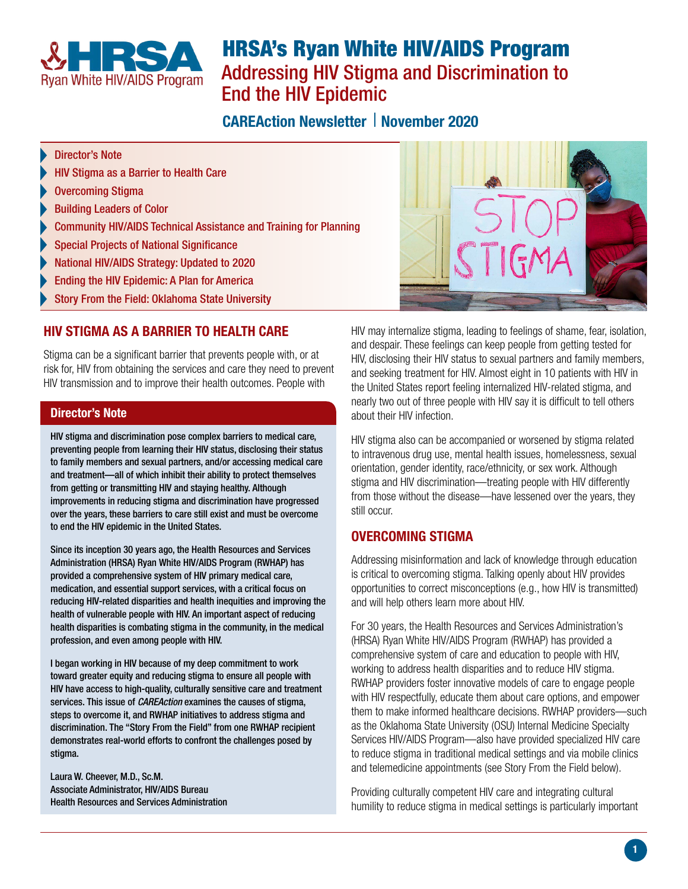# HRSA's Ryan White HIV/AIDS Program

## Addressing HIV Stigma and Discrimination to End the HIV Epidemic

**CAREAction Newsletter | November 2020**

- Director's Note
- HIV Stigma as a Barrier to Health Care
- Overcoming Stigma
- Building Leaders of Color
- Community HIV/AIDS Technical Assistance and Training for Planning
- Special Projects of National Significance
- National HIV/AIDS Strategy: Updated to 2020
- Ending the HIV Epidemic: A Plan for America
- Story From the Field: Oklahoma State University

### Director's Note

**HIV stigma and discrimination pose complex barriers to medical care, preventing people from learning their HIV status, disclosing their status to family members and sexual partners, and/or accessing medical care and treatment—all of which inhibit their ability to protect themselves from getting or transmitting HIV and staying healthy. Although improvements in reducing stigma and discrimination have progressed over the years, these barriers to care still exist and must be overcome to end the HIV epidemic in the United States.**

**Since its inception 30 years ago, the Health Resources and Services Administration (HRSA) Ryan White HIV/AIDS Program (RWHAP) has provided a comprehensive system of HIV primary medical care, medication, and essential support services, with a critical focus on reducing HIV-related disparities and health inequities and improving the health of vulnerable people with HIV. An important aspect of reducing health disparities is combating stigma in the community, in the medical profession, and even among people with HIV.**

**I began working in HIV because of my deep commitment to work toward greater equity and reducing stigma to ensure all people with HIV have access to high-quality, culturally sensitive care and treatment services. This issue of *CAREAction* examines the causes of stigma, steps to overcome it, and RWHAP initiatives to address stigma and discrimination. The "Story From the Field" from one RWHAP recipient demonstrates real-world efforts to confront the challenges posed by stigma.**

**Laura W. Cheever, M.D., Sc.M.**
**Associate Administrator, HIV/AIDS Bureau**
**Health Resources and Services Administration**

## HIV STIGMA AS A BARRIER TO HEALTH CARE

Stigma can be a significant barrier that prevents people with, or at risk for, HIV from obtaining the services and care they need to prevent HIV transmission and to improve their health outcomes. People with HIV may internalize stigma, leading to feelings of shame, fear, isolation, and despair. These feelings can keep people from getting tested for HIV, disclosing their HIV status to sexual partners and family members, and seeking treatment for HIV. Almost eight in 10 patients with HIV in the United States report feeling internalized HIV-related stigma, and nearly two out of three people with HIV say it is difficult to tell others about their HIV infection.

HIV stigma also can be accompanied or worsened by stigma related to intravenous drug use, mental health issues, homelessness, sexual orientation, gender identity, race/ethnicity, or sex work. Although stigma and HIV discrimination—treating people with HIV differently from those without the disease—have lessened over the years, they still occur.

## OVERCOMING STIGMA

Addressing misinformation and lack of knowledge through education is critical to overcoming stigma. Talking openly about HIV provides opportunities to correct misconceptions (e.g., how HIV is transmitted) and will help others learn more about HIV.

For 30 years, the Health Resources and Services Administration's (HRSA) Ryan White HIV/AIDS Program (RWHAP) has provided a comprehensive system of care and education to people with HIV, working to address health disparities and to reduce HIV stigma. RWHAP providers foster innovative models of care to engage people with HIV respectfully, educate them about care options, and empower them to make informed healthcare decisions. RWHAP providers—such as the Oklahoma State University (OSU) Internal Medicine Specialty Services HIV/AIDS Program—also have provided specialized HIV care to reduce stigma in traditional medical settings and via mobile clinics and telemedicine appointments (see Story From the Field below).

Providing culturally competent HIV care and integrating cultural humility to reduce stigma in medical settings is particularly important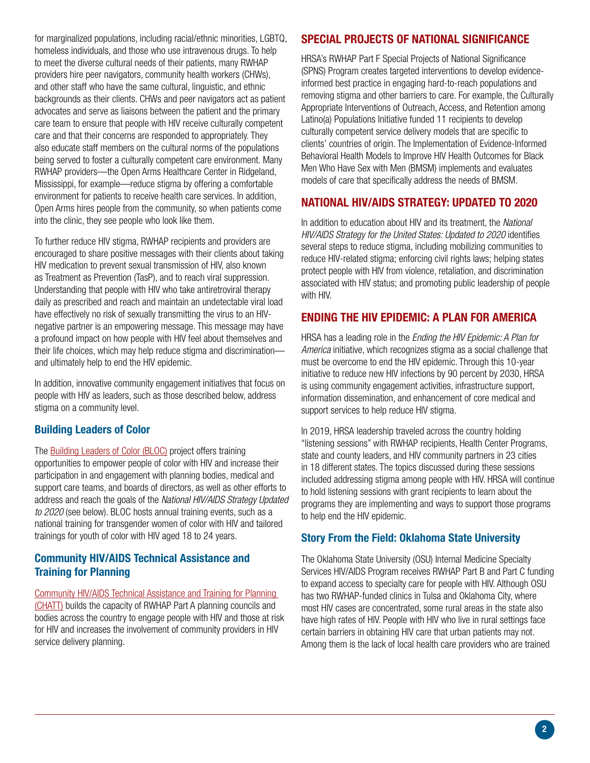for marginalized populations, including racial/ethnic minorities, LGBTQ, homeless individuals, and those who use intravenous drugs. To help to meet the diverse cultural needs of their patients, many RWHAP providers hire peer navigators, community health workers (CHWs), and other staff who have the same cultural, linguistic, and ethnic backgrounds as their clients. CHWs and peer navigators act as patient advocates and serve as liaisons between the patient and the primary care team to ensure that people with HIV receive culturally competent care and that their concerns are responded to appropriately. They also educate staff members on the cultural norms of the populations being served to foster a culturally competent care environment. Many RWHAP providers—the Open Arms Healthcare Center in Ridgeland, Mississippi, for example—reduce stigma by offering a comfortable environment for patients to receive health care services. In addition, Open Arms hires people from the community, so when patients come into the clinic, they see people who look like them.

To further reduce HIV stigma, RWHAP recipients and providers are encouraged to share positive messages with their clients about taking HIV medication to prevent sexual transmission of HIV, also known as Treatment as Prevention (TasP), and to reach viral suppression. Understanding that people with HIV who take antiretroviral therapy daily as prescribed and reach and maintain an undetectable viral load have effectively no risk of sexually transmitting the virus to an HIV-negative partner is an empowering message. This message may have a profound impact on how people with HIV feel about themselves and their life choices, which may help reduce stigma and discrimination—and ultimately help to end the HIV epidemic.

In addition, innovative community engagement initiatives that focus on people with HIV as leaders, such as those described below, address stigma on a community level.

### Building Leaders of Color

The Building Leaders of Color (BLOC) project offers training opportunities to empower people of color with HIV and increase their participation in and engagement with planning bodies, medical and support care teams, and boards of directors, as well as other efforts to address and reach the goals of the *National HIV/AIDS Strategy Updated to 2020* (see below). BLOC hosts annual training events, such as a national training for transgender women of color with HIV and tailored trainings for youth of color with HIV aged 18 to 24 years.

### Community HIV/AIDS Technical Assistance and Training for Planning

Community HIV/AIDS Technical Assistance and Training for Planning (CHATT) builds the capacity of RWHAP Part A planning councils and bodies across the country to engage people with HIV and those at risk for HIV and increases the involvement of community providers in HIV service delivery planning.

## SPECIAL PROJECTS OF NATIONAL SIGNIFICANCE

HRSA's RWHAP Part F Special Projects of National Significance (SPNS) Program creates targeted interventions to develop evidence-informed best practice in engaging hard-to-reach populations and removing stigma and other barriers to care. For example, the Culturally Appropriate Interventions of Outreach, Access, and Retention among Latino(a) Populations Initiative funded 11 recipients to develop culturally competent service delivery models that are specific to clients' countries of origin. The Implementation of Evidence-Informed Behavioral Health Models to Improve HIV Health Outcomes for Black Men Who Have Sex with Men (BMSM) implements and evaluates models of care that specifically address the needs of BMSM.

## NATIONAL HIV/AIDS STRATEGY: UPDATED TO 2020

In addition to education about HIV and its treatment, the *National HIV/AIDS Strategy for the United States: Updated to 2020* identifies several steps to reduce stigma, including mobilizing communities to reduce HIV-related stigma; enforcing civil rights laws; helping states protect people with HIV from violence, retaliation, and discrimination associated with HIV status; and promoting public leadership of people with HIV.

## ENDING THE HIV EPIDEMIC: A PLAN FOR AMERICA

HRSA has a leading role in the *Ending the HIV Epidemic: A Plan for America* initiative, which recognizes stigma as a social challenge that must be overcome to end the HIV epidemic. Through this 10-year initiative to reduce new HIV infections by 90 percent by 2030, HRSA is using community engagement activities, infrastructure support, information dissemination, and enhancement of core medical and support services to help reduce HIV stigma.

In 2019, HRSA leadership traveled across the country holding "listening sessions" with RWHAP recipients, Health Center Programs, state and county leaders, and HIV community partners in 23 cities in 18 different states. The topics discussed during these sessions included addressing stigma among people with HIV. HRSA will continue to hold listening sessions with grant recipients to learn about the programs they are implementing and ways to support those programs to help end the HIV epidemic.

### Story From the Field: Oklahoma State University

The Oklahoma State University (OSU) Internal Medicine Specialty Services HIV/AIDS Program receives RWHAP Part B and Part C funding to expand access to specialty care for people with HIV. Although OSU has two RWHAP-funded clinics in Tulsa and Oklahoma City, where most HIV cases are concentrated, some rural areas in the state also have high rates of HIV. People with HIV who live in rural settings face certain barriers in obtaining HIV care that urban patients may not. Among them is the lack of local health care providers who are trained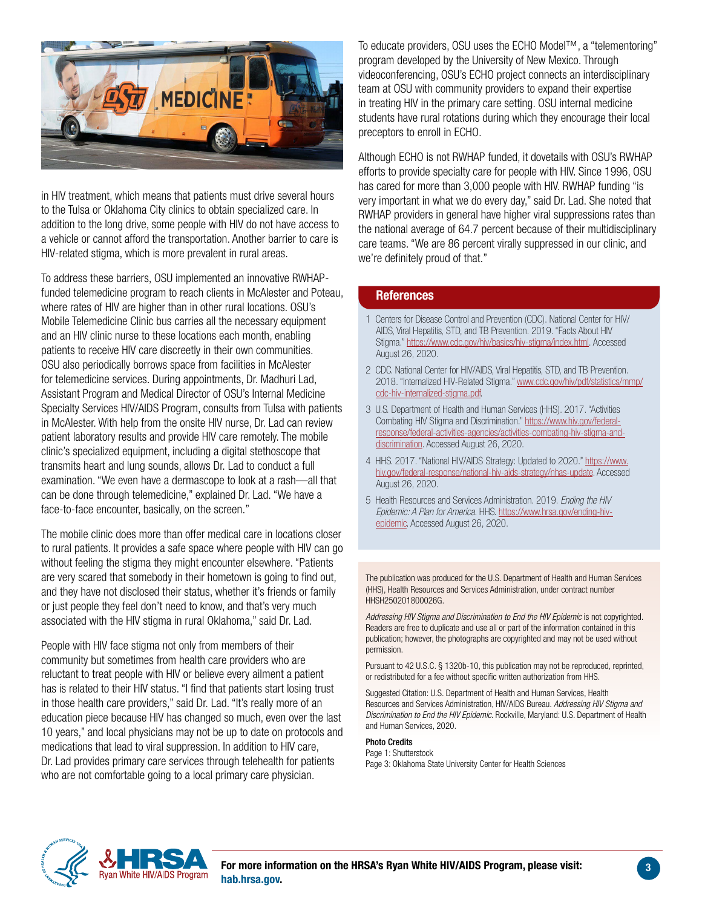in HIV treatment, which means that patients must drive several hours to the Tulsa or Oklahoma City clinics to obtain specialized care. In addition to the long drive, some people with HIV do not have access to a vehicle or cannot afford the transportation. Another barrier to care is HIV-related stigma, which is more prevalent in rural areas.

To address these barriers, OSU implemented an innovative RWHAP-funded telemedicine program to reach clients in McAlester and Poteau, where rates of HIV are higher than in other rural locations. OSU's Mobile Telemedicine Clinic bus carries all the necessary equipment and an HIV clinic nurse to these locations each month, enabling patients to receive HIV care discreetly in their own communities. OSU also periodically borrows space from facilities in McAlester for telemedicine services. During appointments, Dr. Madhuri Lad, Assistant Program and Medical Director of OSU's Internal Medicine Specialty Services HIV/AIDS Program, consults from Tulsa with patients in McAlester. With help from the onsite HIV nurse, Dr. Lad can review patient laboratory results and provide HIV care remotely. The mobile clinic's specialized equipment, including a digital stethoscope that transmits heart and lung sounds, allows Dr. Lad to conduct a full examination. "We even have a dermascope to look at a rash—all that can be done through telemedicine," explained Dr. Lad. "We have a face-to-face encounter, basically, on the screen."

The mobile clinic does more than offer medical care in locations closer to rural patients. It provides a safe space where people with HIV can go without feeling the stigma they might encounter elsewhere. "Patients are very scared that somebody in their hometown is going to find out, and they have not disclosed their status, whether it's friends or family or just people they feel don't need to know, and that's very much associated with the HIV stigma in rural Oklahoma," said Dr. Lad.

People with HIV face stigma not only from members of their community but sometimes from health care providers who are reluctant to treat people with HIV or believe every ailment a patient has is related to their HIV status. "I find that patients start losing trust in those health care providers," said Dr. Lad. "It's really more of an education piece because HIV has changed so much, even over the last 10 years," and local physicians may not be up to date on protocols and medications that lead to viral suppression. In addition to HIV care, Dr. Lad provides primary care services through telehealth for patients who are not comfortable going to a local primary care physician.

To educate providers, OSU uses the ECHO Model™, a "telementoring" program developed by the University of New Mexico. Through videoconferencing, OSU's ECHO project connects an interdisciplinary team at OSU with community providers to expand their expertise in treating HIV in the primary care setting. OSU internal medicine students have rural rotations during which they encourage their local preceptors to enroll in ECHO.

Although ECHO is not RWHAP funded, it dovetails with OSU's RWHAP efforts to provide specialty care for people with HIV. Since 1996, OSU has cared for more than 3,000 people with HIV. RWHAP funding "is very important in what we do every day," said Dr. Lad. She noted that RWHAP providers in general have higher viral suppressions rates than the national average of 64.7 percent because of their multidisciplinary care teams. "We are 86 percent virally suppressed in our clinic, and we're definitely proud of that."

## References

1. Centers for Disease Control and Prevention (CDC). National Center for HIV/AIDS, Viral Hepatitis, STD, and TB Prevention. 2019. "Facts About HIV Stigma." https://www.cdc.gov/hiv/basics/hiv-stigma/index.html. Accessed August 26, 2020.
2. CDC. National Center for HIV/AIDS, Viral Hepatitis, STD, and TB Prevention. 2018. "Internalized HIV-Related Stigma." www.cdc.gov/hiv/pdf/statistics/mmp/cdc-hiv-internalized-stigma.pdf.
3. U.S. Department of Health and Human Services (HHS). 2017. "Activities Combating HIV Stigma and Discrimination." https://www.hiv.gov/federal-response/federal-activities-agencies/activities-combating-hiv-stigma-and-discrimination. Accessed August 26, 2020.
4. HHS. 2017. "National HIV/AIDS Strategy: Updated to 2020." https://www.hiv.gov/federal-response/national-hiv-aids-strategy/nhas-update. Accessed August 26, 2020.
5. Health Resources and Services Administration. 2019. *Ending the HIV Epidemic: A Plan for America.* HHS. https://www.hrsa.gov/ending-hiv-epidemic. Accessed August 26, 2020.

The publication was produced for the U.S. Department of Health and Human Services (HHS), Health Resources and Services Administration, under contract number HHSH250201800026G.

*Addressing HIV Stigma and Discrimination to End the HIV Epidemic* is not copyrighted. Readers are free to duplicate and use all or part of the information contained in this publication; however, the photographs are copyrighted and may not be used without permission.

Pursuant to 42 U.S.C. § 1320b-10, this publication may not be reproduced, reprinted, or redistributed for a fee without specific written authorization from HHS.

Suggested Citation: U.S. Department of Health and Human Services, Health Resources and Services Administration, HIV/AIDS Bureau. *Addressing HIV Stigma and Discrimination to End the HIV Epidemic.* Rockville, Maryland: U.S. Department of Health and Human Services, 2020.

**Photo Credits**
Page 1: Shutterstock
Page 3: Oklahoma State University Center for Health Sciences

**For more information on the HRSA's Ryan White HIV/AIDS Program, please visit: hab.hrsa.gov.**